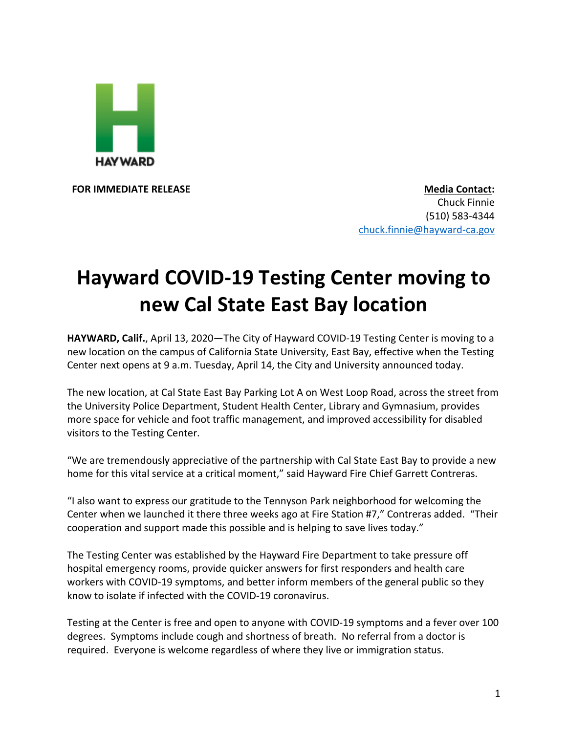HAYWARD

**FOR IMMEDIATE RELEASE**

**Media Contact:**
Chuck Finnie
(510) 583-4344
chuck.finnie@hayward-ca.gov

# Hayward COVID-19 Testing Center moving to new Cal State East Bay location

**HAYWARD, Calif.**, April 13, 2020—The City of Hayward COVID-19 Testing Center is moving to a new location on the campus of California State University, East Bay, effective when the Testing Center next opens at 9 a.m. Tuesday, April 14, the City and University announced today.

The new location, at Cal State East Bay Parking Lot A on West Loop Road, across the street from the University Police Department, Student Health Center, Library and Gymnasium, provides more space for vehicle and foot traffic management, and improved accessibility for disabled visitors to the Testing Center.

"We are tremendously appreciative of the partnership with Cal State East Bay to provide a new home for this vital service at a critical moment," said Hayward Fire Chief Garrett Contreras.

"I also want to express our gratitude to the Tennyson Park neighborhood for welcoming the Center when we launched it there three weeks ago at Fire Station #7," Contreras added. "Their cooperation and support made this possible and is helping to save lives today."

The Testing Center was established by the Hayward Fire Department to take pressure off hospital emergency rooms, provide quicker answers for first responders and health care workers with COVID-19 symptoms, and better inform members of the general public so they know to isolate if infected with the COVID-19 coronavirus.

Testing at the Center is free and open to anyone with COVID-19 symptoms and a fever over 100 degrees. Symptoms include cough and shortness of breath. No referral from a doctor is required. Everyone is welcome regardless of where they live or immigration status.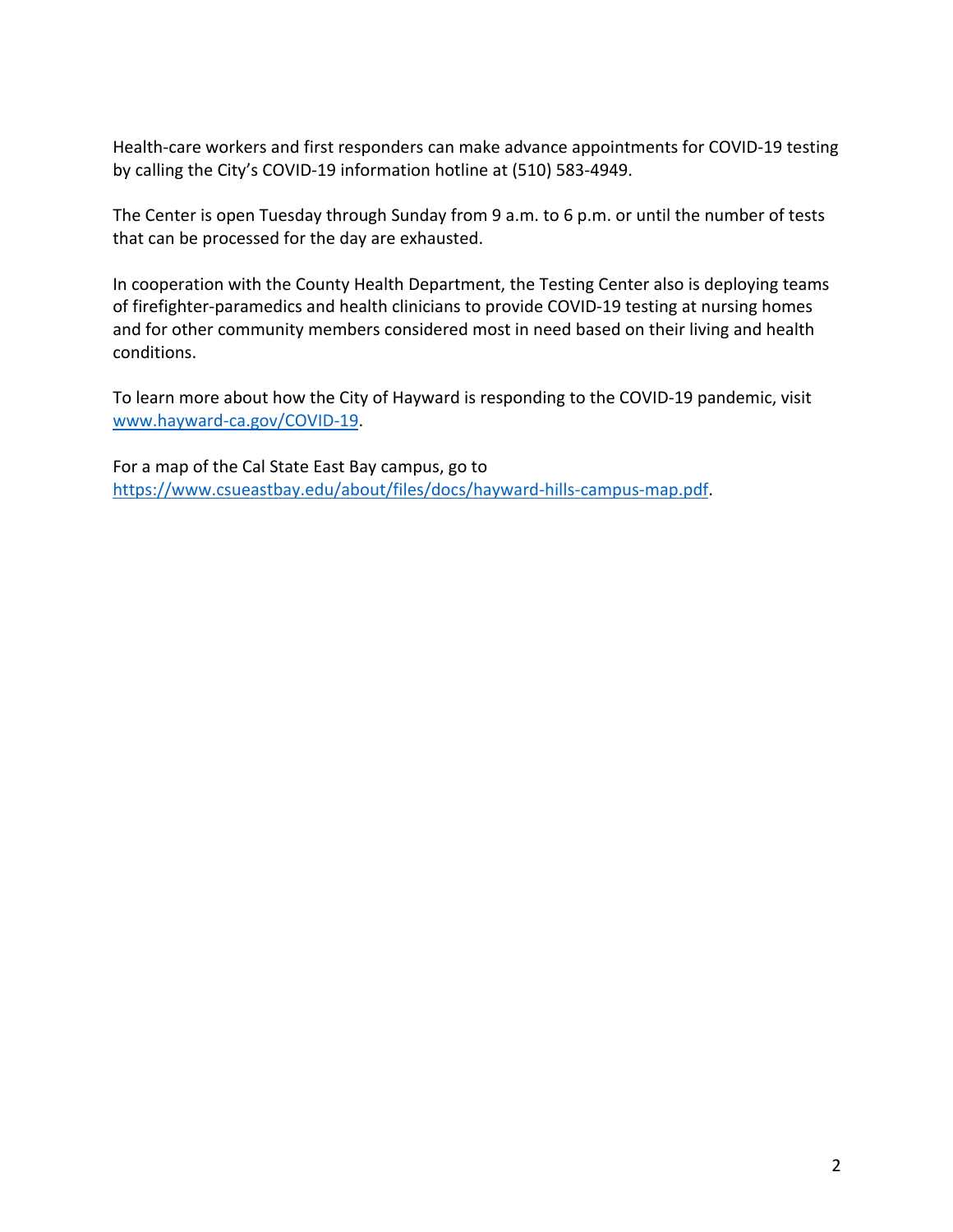Health-care workers and first responders can make advance appointments for COVID-19 testing by calling the City's COVID-19 information hotline at (510) 583-4949.

The Center is open Tuesday through Sunday from 9 a.m. to 6 p.m. or until the number of tests that can be processed for the day are exhausted.

In cooperation with the County Health Department, the Testing Center also is deploying teams of firefighter-paramedics and health clinicians to provide COVID-19 testing at nursing homes and for other community members considered most in need based on their living and health conditions.

To learn more about how the City of Hayward is responding to the COVID-19 pandemic, visit [www.hayward-ca.gov/COVID-19](www.hayward-ca.gov/COVID-19).

For a map of the Cal State East Bay campus, go to [https://www.csueastbay.edu/about/files/docs/hayward-hills-campus-map.pdf](https://www.csueastbay.edu/about/files/docs/hayward-hills-campus-map.pdf).